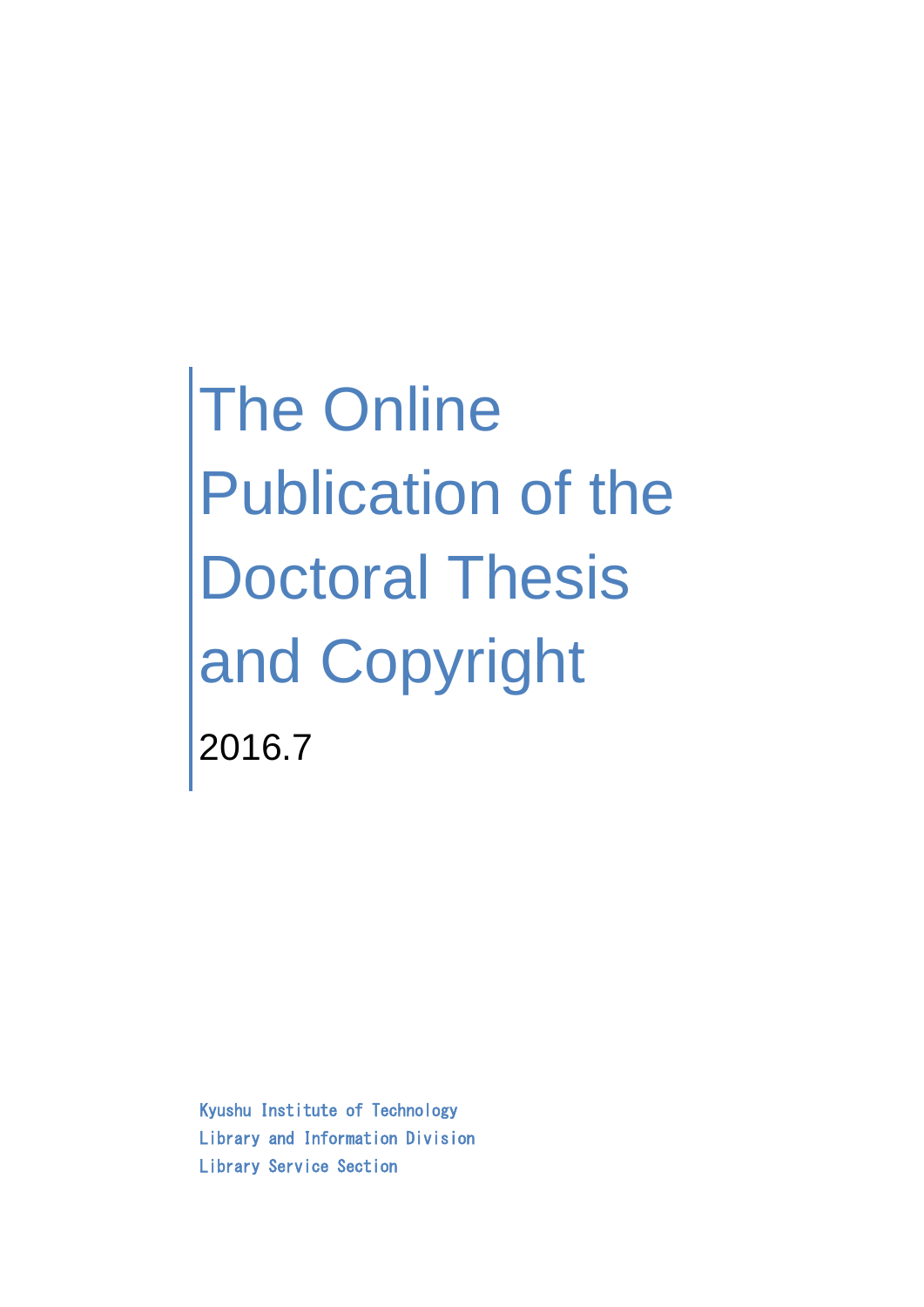# The Online Publication of the Doctoral Thesis and Copyright

2016.7

Kyushu Institute of Technology
Library and Information Division
Library Service Section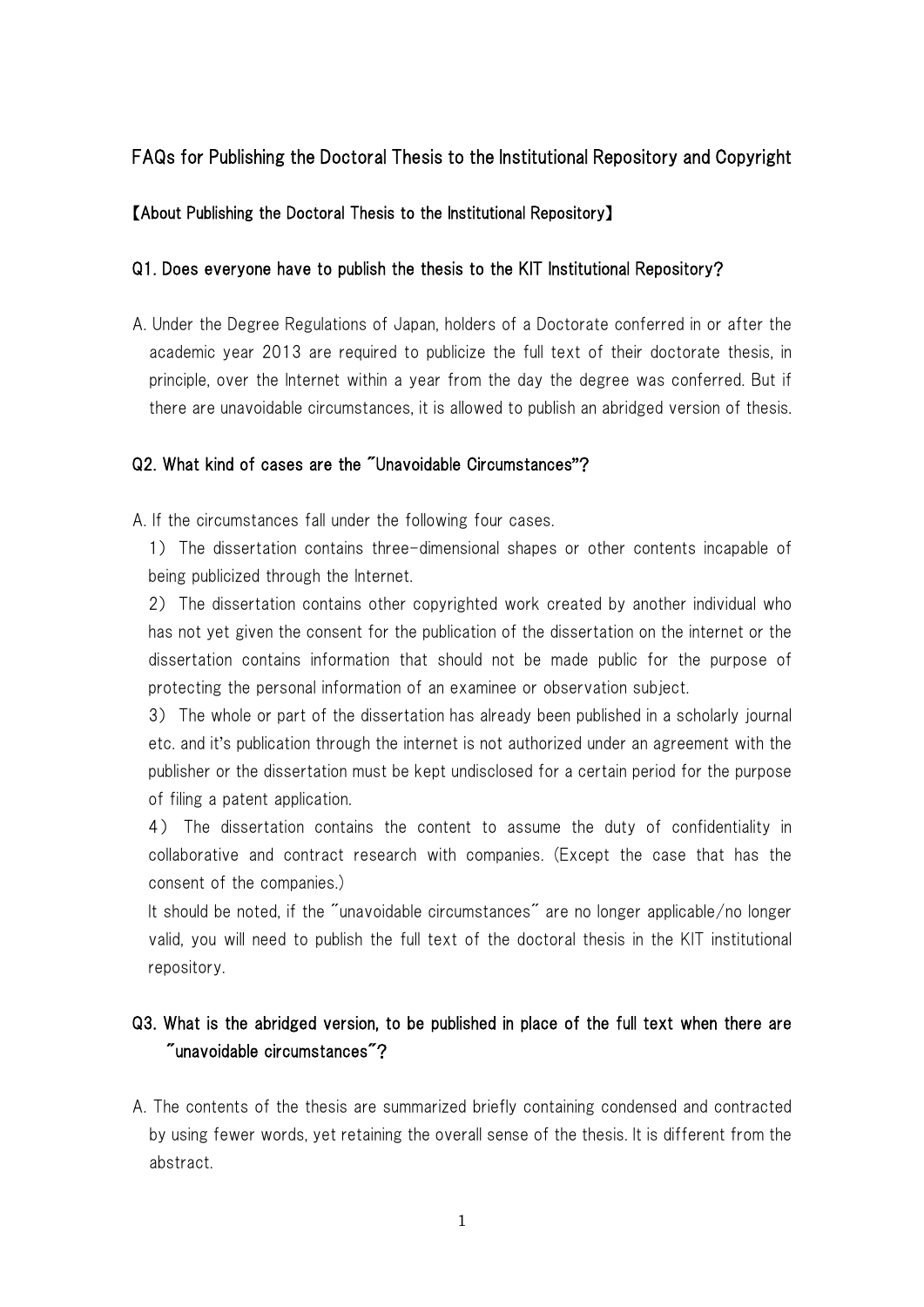# FAQs for Publishing the Doctoral Thesis to the Institutional Repository and Copyright

## 【About Publishing the Doctoral Thesis to the Institutional Repository】

### Q1. Does everyone have to publish the thesis to the KIT Institutional Repository?

A. Under the Degree Regulations of Japan, holders of a Doctorate conferred in or after the academic year 2013 are required to publicize the full text of their doctorate thesis, in principle, over the Internet within a year from the day the degree was conferred. But if there are unavoidable circumstances, it is allowed to publish an abridged version of thesis.

### Q2. What kind of cases are the "Unavoidable Circumstances"?

A. If the circumstances fall under the following four cases.

1) The dissertation contains three-dimensional shapes or other contents incapable of being publicized through the Internet.

2) The dissertation contains other copyrighted work created by another individual who has not yet given the consent for the publication of the dissertation on the internet or the dissertation contains information that should not be made public for the purpose of protecting the personal information of an examinee or observation subject.

3) The whole or part of the dissertation has already been published in a scholarly journal etc. and it's publication through the internet is not authorized under an agreement with the publisher or the dissertation must be kept undisclosed for a certain period for the purpose of filing a patent application.

4) The dissertation contains the content to assume the duty of confidentiality in collaborative and contract research with companies. (Except the case that has the consent of the companies.)

It should be noted, if the "unavoidable circumstances" are no longer applicable/no longer valid, you will need to publish the full text of the doctoral thesis in the KIT institutional repository.

### Q3. What is the abridged version, to be published in place of the full text when there are "unavoidable circumstances"?

A. The contents of the thesis are summarized briefly containing condensed and contracted by using fewer words, yet retaining the overall sense of the thesis. It is different from the abstract.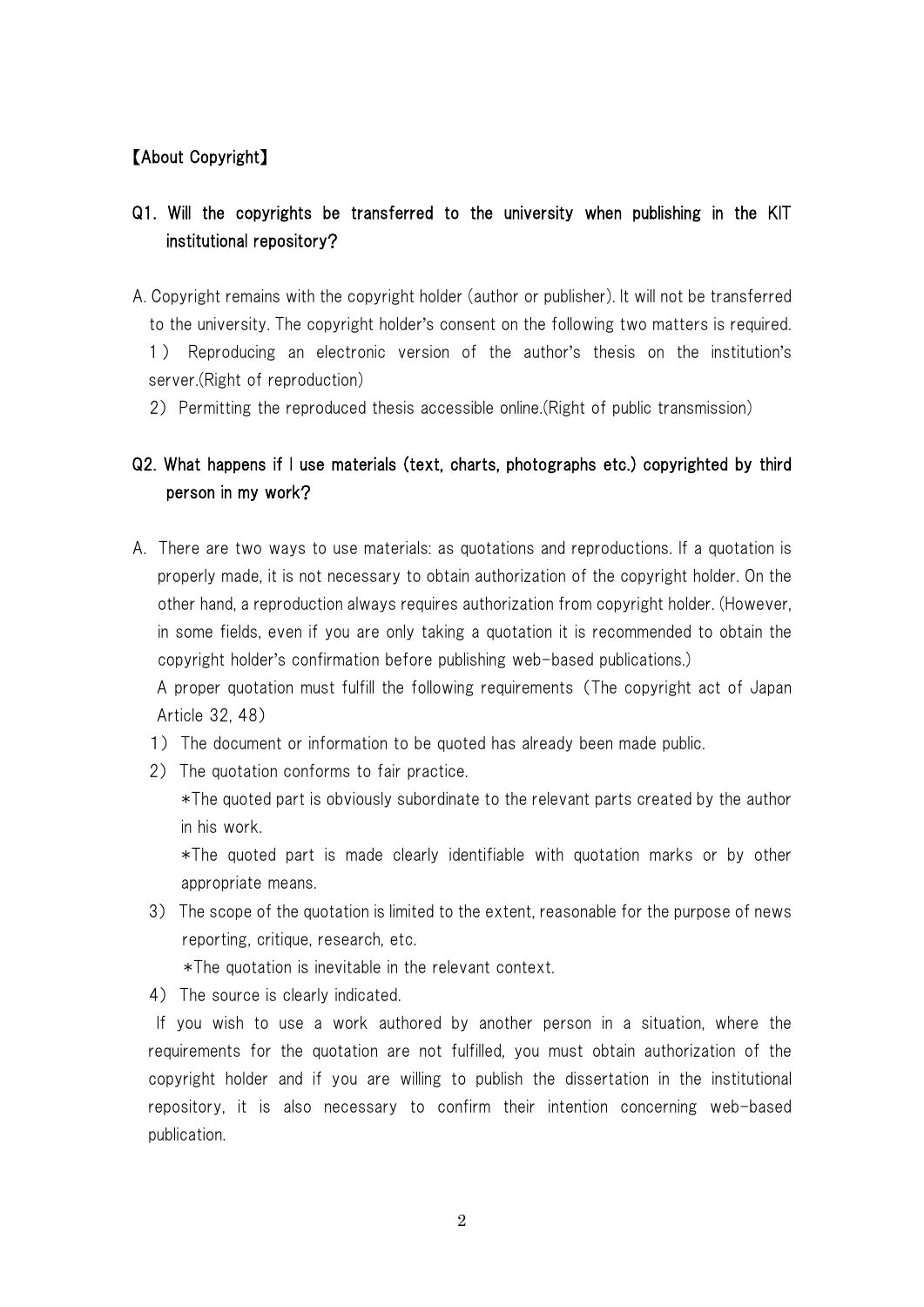## 【About Copyright】

### Q1. Will the copyrights be transferred to the university when publishing in the KIT institutional repository?

A. Copyright remains with the copyright holder (author or publisher). It will not be transferred to the university. The copyright holder's consent on the following two matters is required.

1） Reproducing an electronic version of the author's thesis on the institution's server.(Right of reproduction)

2） Permitting the reproduced thesis accessible online.(Right of public transmission)

### Q2. What happens if I use materials (text, charts, photographs etc.) copyrighted by third person in my work?

A. There are two ways to use materials: as quotations and reproductions. If a quotation is properly made, it is not necessary to obtain authorization of the copyright holder. On the other hand, a reproduction always requires authorization from copyright holder. (However, in some fields, even if you are only taking a quotation it is recommended to obtain the copyright holder's confirmation before publishing web-based publications.)

A proper quotation must fulfill the following requirements（The copyright act of Japan Article 32, 48）

1） The document or information to be quoted has already been made public.

2） The quotation conforms to fair practice.

*The quoted part is obviously subordinate to the relevant parts created by the author in his work.

*The quoted part is made clearly identifiable with quotation marks or by other appropriate means.

3） The scope of the quotation is limited to the extent, reasonable for the purpose of news reporting, critique, research, etc.

*The quotation is inevitable in the relevant context.

4） The source is clearly indicated.

If you wish to use a work authored by another person in a situation, where the requirements for the quotation are not fulfilled, you must obtain authorization of the copyright holder and if you are willing to publish the dissertation in the institutional repository, it is also necessary to confirm their intention concerning web-based publication.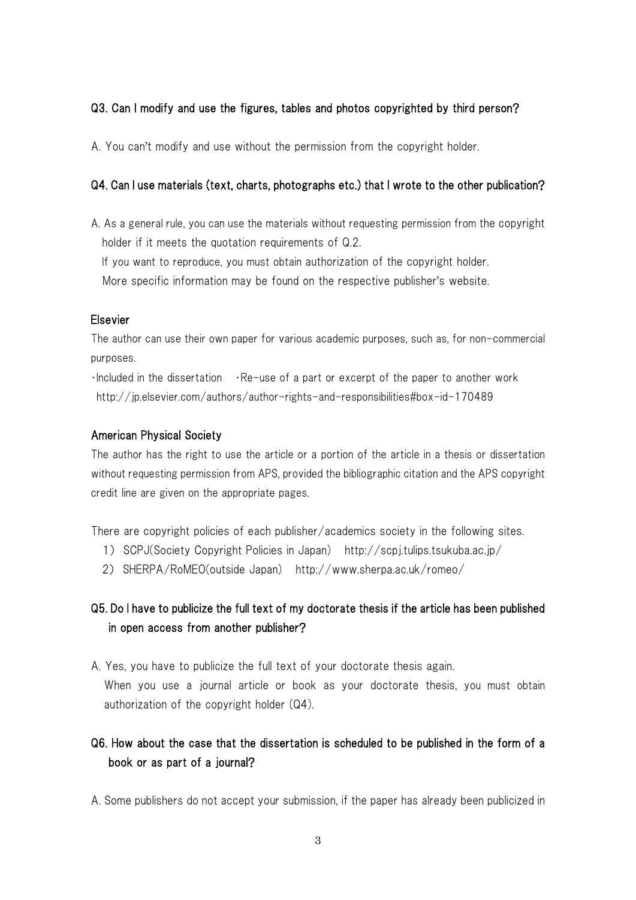### Q3. Can I modify and use the figures, tables and photos copyrighted by third person?

A. You can't modify and use without the permission from the copyright holder.

### Q4. Can I use materials (text, charts, photographs etc.) that I wrote to the other publication?

A. As a general rule, you can use the materials without requesting permission from the copyright holder if it meets the quotation requirements of Q.2.
If you want to reproduce, you must obtain authorization of the copyright holder.
More specific information may be found on the respective publisher's website.

#### Elsevier

The author can use their own paper for various academic purposes, such as, for non-commercial purposes.

・Included in the dissertation　・Re-use of a part or excerpt of the paper to another work
http://jp.elsevier.com/authors/author-rights-and-responsibilities#box-id-170489

#### American Physical Society

The author has the right to use the article or a portion of the article in a thesis or dissertation without requesting permission from APS, provided the bibliographic citation and the APS copyright credit line are given on the appropriate pages.

There are copyright policies of each publisher/academics society in the following sites.

1) SCPJ(Society Copyright Policies in Japan)　http://scpj.tulips.tsukuba.ac.jp/
2) SHERPA/RoMEO(outside Japan)　http://www.sherpa.ac.uk/romeo/

### Q5. Do I have to publicize the full text of my doctorate thesis if the article has been published in open access from another publisher?

A. Yes, you have to publicize the full text of your doctorate thesis again.
When you use a journal article or book as your doctorate thesis, you must obtain authorization of the copyright holder (Q4).

### Q6. How about the case that the dissertation is scheduled to be published in the form of a book or as part of a journal?

A. Some publishers do not accept your submission, if the paper has already been publicized in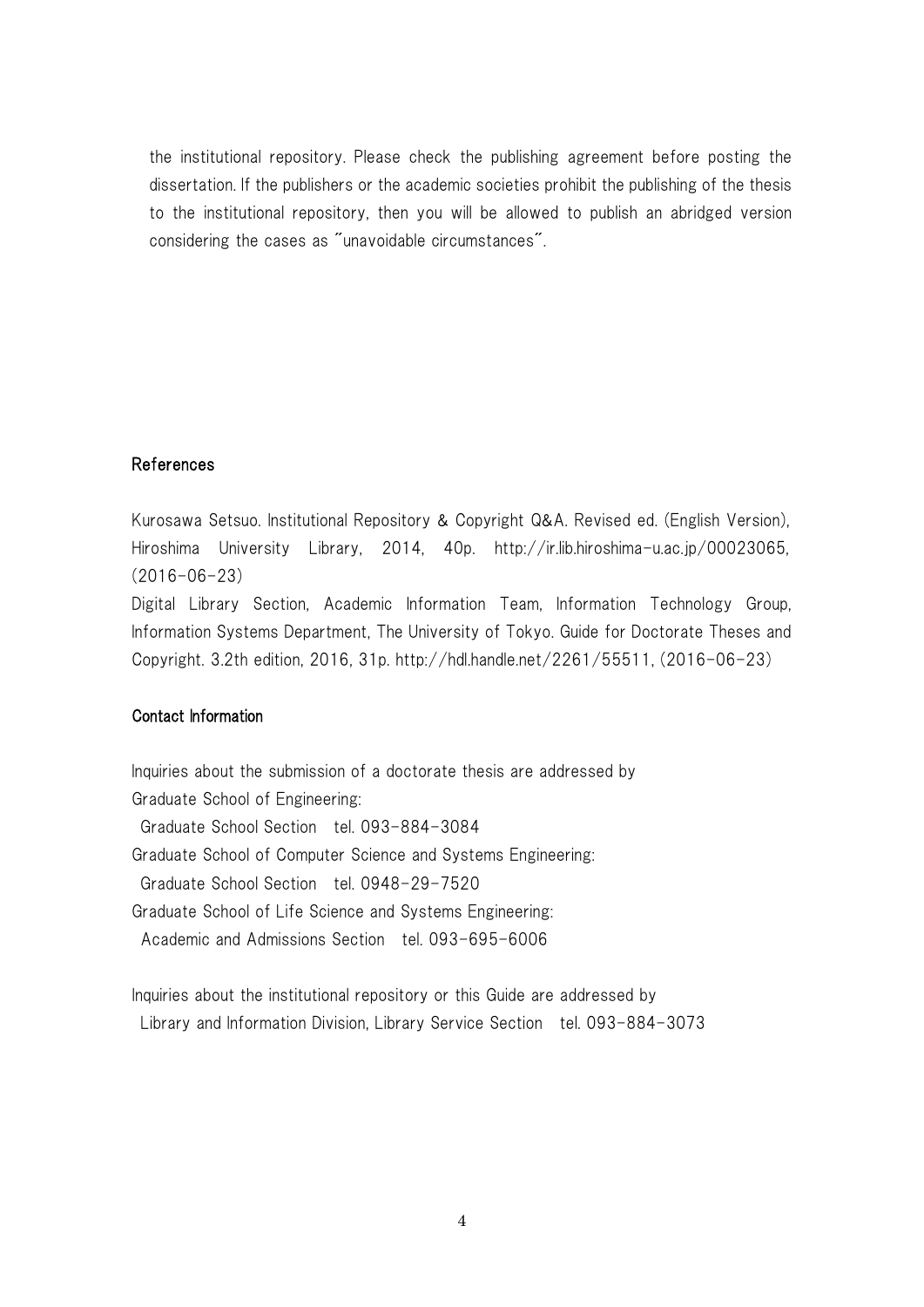the institutional repository. Please check the publishing agreement before posting the dissertation. If the publishers or the academic societies prohibit the publishing of the thesis to the institutional repository, then you will be allowed to publish an abridged version considering the cases as "unavoidable circumstances".

## References

Kurosawa Setsuo. Institutional Repository & Copyright Q&A. Revised ed. (English Version), Hiroshima University Library, 2014, 40p. http://ir.lib.hiroshima-u.ac.jp/00023065, (2016-06-23)

Digital Library Section, Academic Information Team, Information Technology Group, Information Systems Department, The University of Tokyo. Guide for Doctorate Theses and Copyright. 3.2th edition, 2016, 31p. http://hdl.handle.net/2261/55511, (2016-06-23)

## Contact Information

Inquiries about the submission of a doctorate thesis are addressed by

Graduate School of Engineering:
  Graduate School Section　tel. 093-884-3084

Graduate School of Computer Science and Systems Engineering:
  Graduate School Section　tel. 0948-29-7520

Graduate School of Life Science and Systems Engineering:
  Academic and Admissions Section　tel. 093-695-6006

Inquiries about the institutional repository or this Guide are addressed by
  Library and Information Division, Library Service Section　tel. 093-884-3073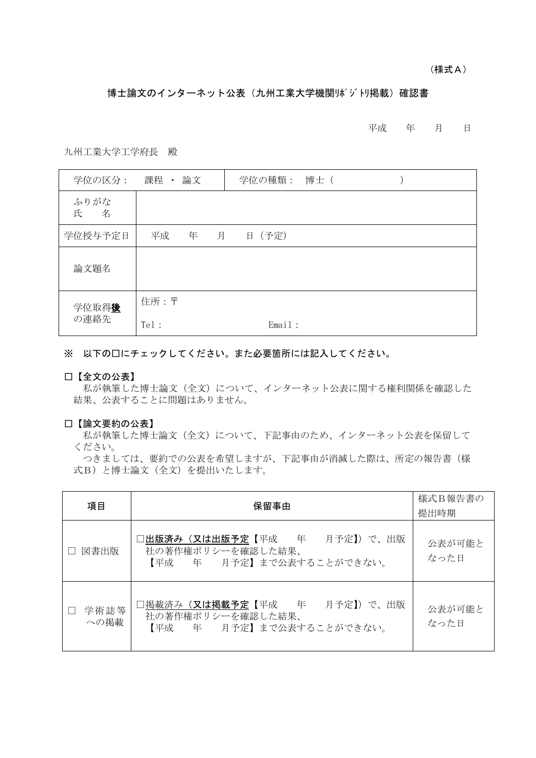（様式Ａ）

# 博士論文のインターネット公表（九州工業大学機関ﾘﾎﾟｼﾞﾄﾘ掲載）確認書

平成　　年　　月　　日

九州工業大学工学府長　殿

| 学位の区分：　課程 ・ 論文 | 学位の種類：　博士（　　　　　　） |
|---|---|
| ふりがな<br>氏　　名 | |
| 学位授与予定日 | 平成　　年　　月　　日（予定） |
| 論文題名 | |
| 学位取得**後**の連絡先 | 住所：〒<br>Tel：　　　　　　　　Email： |

**※　以下の□にチェックしてください。また必要箇所には記入してください。**

**□【全文の公表】**

私が執筆した博士論文（全文）について、インターネット公表に関する権利関係を確認した結果、公表することに問題はありません。

**□【論文要約の公表】**

私が執筆した博士論文（全文）について、下記事由のため、インターネット公表を保留してください。

つきましては、要約での公表を希望しますが、下記事由が消滅した際は、所定の報告書（様式Ｂ）と博士論文（全文）を提出いたします。

| 項目 | 保留事由 | 様式Ｂ報告書の提出時期 |
|---|---|---|
| □ 図書出版 | □出版済み（又は出版予定【平成　　年　　月予定】）で、出版社の著作権ポリシーを確認した結果、【平成　　年　　月予定】まで公表することができない。 | 公表が可能となった日 |
| □ 学術誌等への掲載 | □掲載済み（**又は掲載予定**【平成　　年　　月予定】）で、出版社の著作権ポリシーを確認した結果、【平成　　年　　月予定】まで公表することができない。 | 公表が可能となった日 |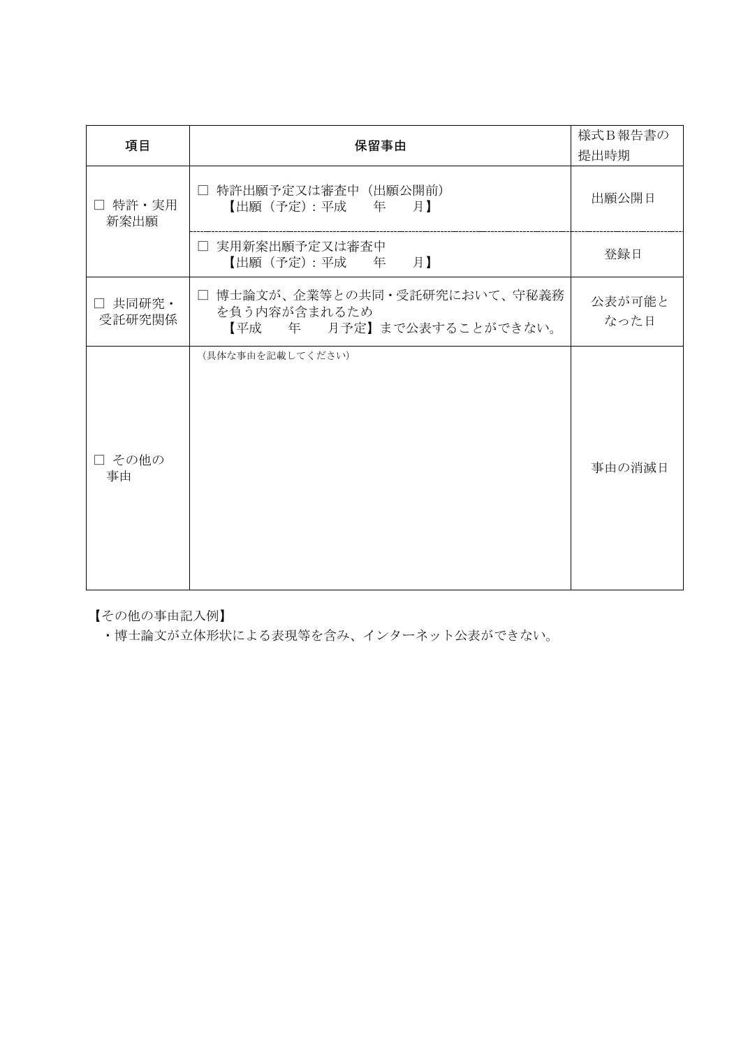| 項目 | 保留事由 | 様式B報告書の提出時期 |
| --- | --- | --- |
| □ 特許・実用新案出願 | □ 特許出願予定又は審査中（出願公開前）<br>【出願（予定）：平成　　年　　月】 | 出願公開日 |
| | □ 実用新案出願予定又は審査中<br>【出願（予定）：平成　　年　　月】 | 登録日 |
| □ 共同研究・受託研究関係 | □ 博士論文が、企業等との共同・受託研究において、守秘義務を負う内容が含まれるため<br>【平成　　年　　月予定】まで公表することができない。 | 公表が可能となった日 |
| □ その他の事由 | （具体な事由を記載してください） | 事由の消滅日 |

【その他の事由記入例】

・博士論文が立体形状による表現等を含み、インターネット公表ができない。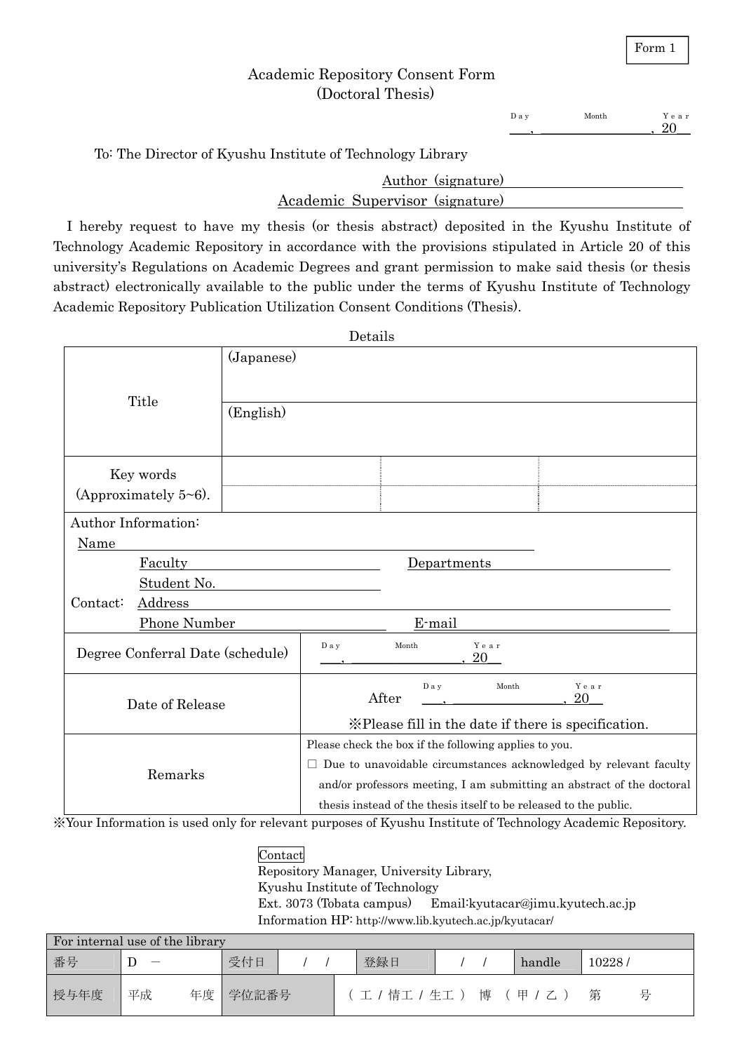Form 1

# Academic Repository Consent Form (Doctoral Thesis)

Day ___, Month ________________, Year 20___

To: The Director of Kyushu Institute of Technology Library

Author (signature) ________________________

Academic Supervisor (signature) ________________________

I hereby request to have my thesis (or thesis abstract) deposited in the Kyushu Institute of Technology Academic Repository in accordance with the provisions stipulated in Article 20 of this university's Regulations on Academic Degrees and grant permission to make said thesis (or thesis abstract) electronically available to the public under the terms of Kyushu Institute of Technology Academic Repository Publication Utilization Consent Conditions (Thesis).

Details

| | | | |
|---|---|---|---|
| Title | (Japanese) | | |
| | (English) | | |
| Key words (Approximately 5~6). | | | |
| | | | |

Author Information:

Name ________________________

Faculty ________________ Departments ________________

Student No. ________________

Contact: Address ________________________________

Phone Number ________________ E-mail ________________

| | |
|---|---|
| Degree Conferral Date (schedule) | Day ___, Month ________________, Year 20___ |
| Date of Release | After Day ___, Month ________________, Year 20___<br>※Please fill in the date if there is specification. |
| Remarks | Please check the box if the following applies to you.<br>☐ Due to unavoidable circumstances acknowledged by relevant faculty and/or professors meeting, I am submitting an abstract of the doctoral thesis instead of the thesis itself to be released to the public. |

※Your Information is used only for relevant purposes of Kyushu Institute of Technology Academic Repository.

Contact

Repository Manager, University Library,
Kyushu Institute of Technology
Ext. 3073 (Tobata campus) Email:kyutacar@jimu.kyutech.ac.jp
Information HP: http://www.lib.kyutech.ac.jp/kyutacar/

| For internal use of the library | | | | | | | |
|---|---|---|---|---|---|---|---|
| 番号 | D － | 受付日 | / / | 登録日 | / / | handle | 10228 / |
| 授与年度 | 平成　　年度 | 学位記番号 | | （工 / 情工 / 生工） 博 （甲 / 乙） 第　　号 | | | |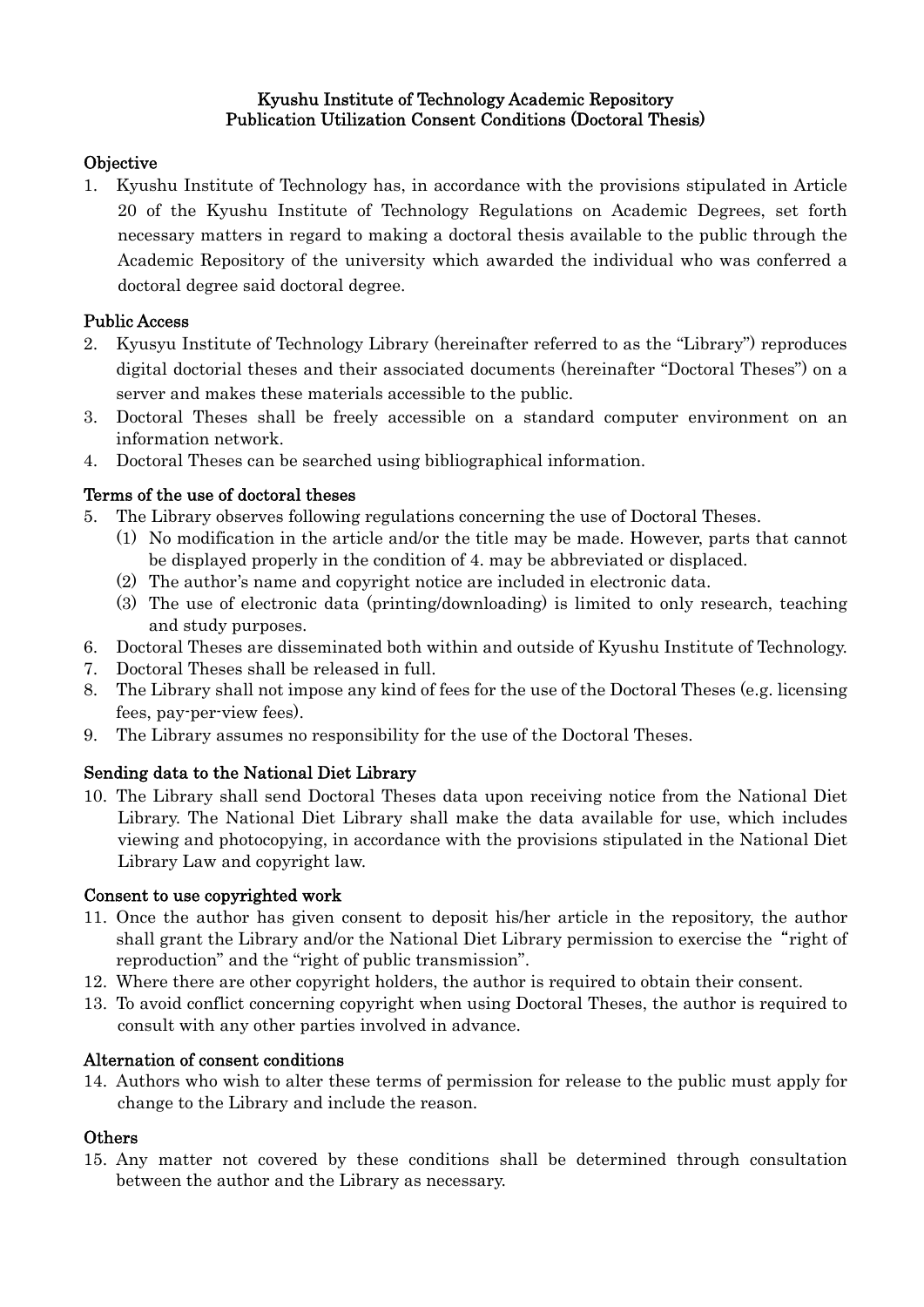# Kyushu Institute of Technology Academic Repository
# Publication Utilization Consent Conditions (Doctoral Thesis)

## Objective

1. Kyushu Institute of Technology has, in accordance with the provisions stipulated in Article 20 of the Kyushu Institute of Technology Regulations on Academic Degrees, set forth necessary matters in regard to making a doctoral thesis available to the public through the Academic Repository of the university which awarded the individual who was conferred a doctoral degree said doctoral degree.

## Public Access

2. Kyusyu Institute of Technology Library (hereinafter referred to as the "Library") reproduces digital doctorial theses and their associated documents (hereinafter "Doctoral Theses") on a server and makes these materials accessible to the public.
3. Doctoral Theses shall be freely accessible on a standard computer environment on an information network.
4. Doctoral Theses can be searched using bibliographical information.

## Terms of the use of doctoral theses

5. The Library observes following regulations concerning the use of Doctoral Theses.
   (1) No modification in the article and/or the title may be made. However, parts that cannot be displayed properly in the condition of 4. may be abbreviated or displaced.
   (2) The author's name and copyright notice are included in electronic data.
   (3) The use of electronic data (printing/downloading) is limited to only research, teaching and study purposes.
6. Doctoral Theses are disseminated both within and outside of Kyushu Institute of Technology.
7. Doctoral Theses shall be released in full.
8. The Library shall not impose any kind of fees for the use of the Doctoral Theses (e.g. licensing fees, pay-per-view fees).
9. The Library assumes no responsibility for the use of the Doctoral Theses.

## Sending data to the National Diet Library

10. The Library shall send Doctoral Theses data upon receiving notice from the National Diet Library. The National Diet Library shall make the data available for use, which includes viewing and photocopying, in accordance with the provisions stipulated in the National Diet Library Law and copyright law.

## Consent to use copyrighted work

11. Once the author has given consent to deposit his/her article in the repository, the author shall grant the Library and/or the National Diet Library permission to exercise the "right of reproduction" and the "right of public transmission".
12. Where there are other copyright holders, the author is required to obtain their consent.
13. To avoid conflict concerning copyright when using Doctoral Theses, the author is required to consult with any other parties involved in advance.

## Alternation of consent conditions

14. Authors who wish to alter these terms of permission for release to the public must apply for change to the Library and include the reason.

## Others

15. Any matter not covered by these conditions shall be determined through consultation between the author and the Library as necessary.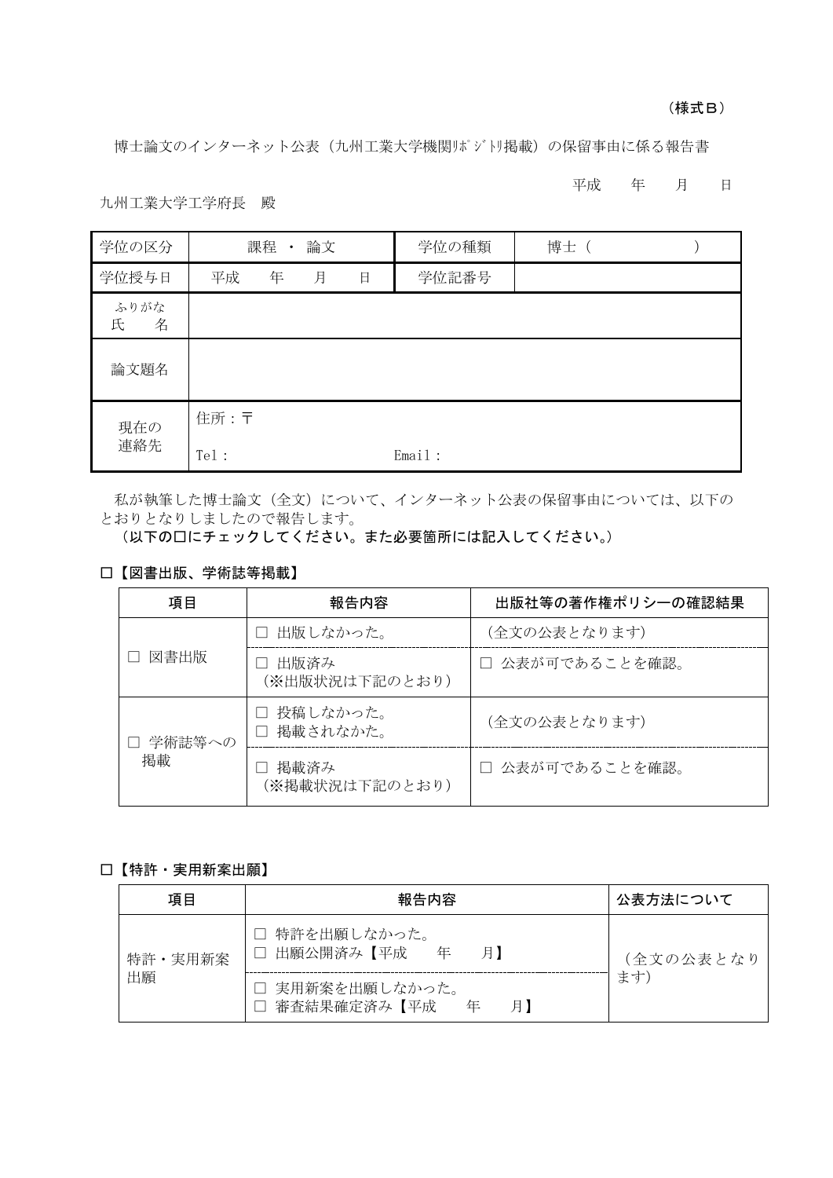（様式Ｂ）

博士論文のインターネット公表（九州工業大学機関ﾘﾎﾟｼﾞﾄﾘ掲載）の保留事由に係る報告書

平成　　年　　月　　日

九州工業大学工学府長　殿

| 学位の区分 | 課程 ・ 論文 | 学位の種類 | 博士（　　　　　　） |
|---|---|---|---|
| 学位授与日 | 平成　　年　　月　　日 | 学位記番号 | |
| ふりがな<br>氏　　名 | | | |
| 論文題名 | | | |
| 現在の<br>連絡先 | 住所：〒<br><br>Tel：　　　　　　　　　Email： | | |

私が執筆した博士論文（全文）について、インターネット公表の保留事由については、以下のとおりとなりしましたので報告します。

**（以下の□にチェックしてください。また必要箇所には記入してください。）**

**□【図書出版、学術誌等掲載】**

| 項目 | 報告内容 | 出版社等の著作権ポリシーの確認結果 |
|---|---|---|
| □ 図書出版 | □ 出版しなかった。 | （全文の公表となります） |
| | □ 出版済み<br>（※出版状況は下記のとおり） | □ 公表が可であることを確認。 |
| □ 学術誌等への掲載 | □ 投稿しなかった。<br>□ 掲載されなかた。 | （全文の公表となります） |
| | □ 掲載済み<br>（※掲載状況は下記のとおり） | □ 公表が可であることを確認。 |

**□【特許・実用新案出願】**

| 項目 | 報告内容 | 公表方法について |
|---|---|---|
| 特許・実用新案出願 | □ 特許を出願しなかった。<br>□ 出願公開済み【平成　　年　　月】 | （全文の公表となります） |
| | □ 実用新案を出願しなかった。<br>□ 審査結果確定済み【平成　　年　　月】 | |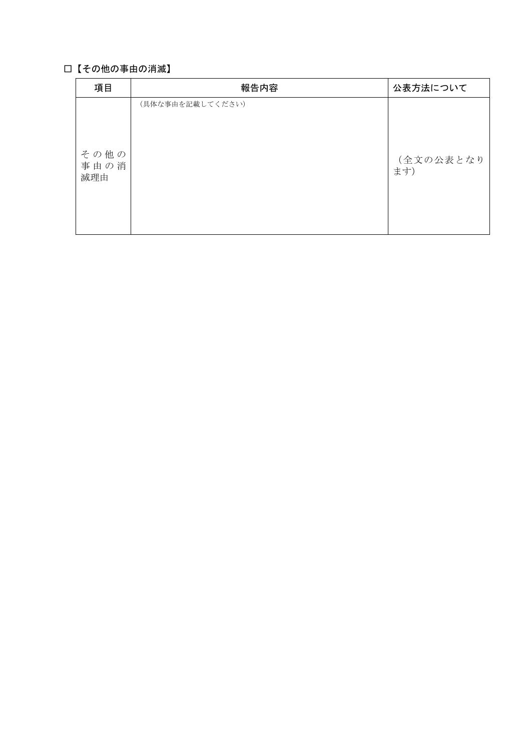☐【その他の事由の消滅】

| 項目 | 報告内容 | 公表方法について |
| --- | --- | --- |
| その他の事由の消滅理由 | （具体な事由を記載してください） | （全文の公表となります） |